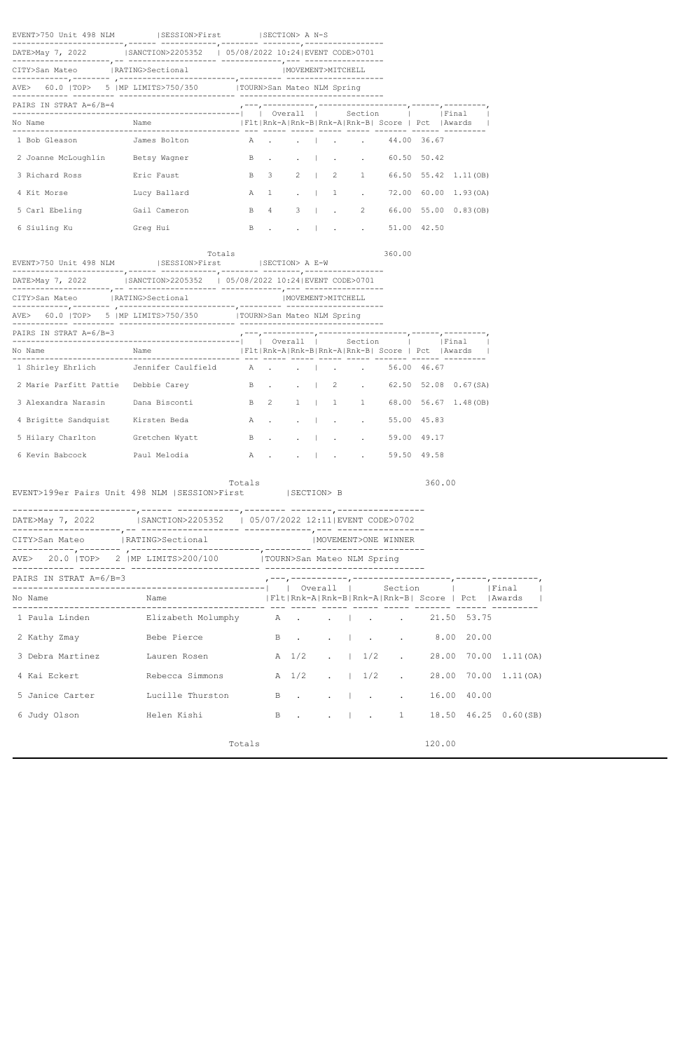EVENT>750 Unit 498 NLM |SESSION>First |SECTION> A N-S

DATE>May 7, 2022 |SANCTION>2205352 | 05/08/2022 10:24|EVENT CODE>0701

CITY>San Mateo |RATING>Sectional |MOVEMENT>MITCHELL

AVE> 60.0 |TOP> 5 |MP LIMITS>750/350 |TOURN>San Mateo NLM Spring

PAIRS IN STRAT A=6/B=4

| No | Name | Name | Flt | Overall Rnk-A | Overall Rnk-B | Section Rnk-A | Section Rnk-B | Score | Pct | Final Awards |
|---|---|---|---|---|---|---|---|---|---|---|
| 1 | Bob Gleason | James Bolton | A | . | . | . | . | 44.00 | 36.67 | |
| 2 | Joanne McLoughlin | Betsy Wagner | B | . | . | . | . | 60.50 | 50.42 | |
| 3 | Richard Ross | Eric Faust | B | 3 | 2 | 2 | 1 | 66.50 | 55.42 | 1.11(OB) |
| 4 | Kit Morse | Lucy Ballard | A | 1 | . | 1 | . | 72.00 | 60.00 | 1.93(OA) |
| 5 | Carl Ebeling | Gail Cameron | B | 4 | 3 | . | 2 | 66.00 | 55.00 | 0.83(OB) |
| 6 | Siuling Ku | Greg Hui | B | . | . | . | . | 51.00 | 42.50 | |
| | Totals | | | | | | | 360.00 | | |

EVENT>750 Unit 498 NLM |SESSION>First |SECTION> A E-W

DATE>May 7, 2022 |SANCTION>2205352 | 05/08/2022 10:24|EVENT CODE>0701

CITY>San Mateo |RATING>Sectional |MOVEMENT>MITCHELL

AVE> 60.0 |TOP> 5 |MP LIMITS>750/350 |TOURN>San Mateo NLM Spring

PAIRS IN STRAT A=6/B=3

| No | Name | Name | Flt | Overall Rnk-A | Overall Rnk-B | Section Rnk-A | Section Rnk-B | Score | Pct | Final Awards |
|---|---|---|---|---|---|---|---|---|---|---|
| 1 | Shirley Ehrlich | Jennifer Caulfield | A | . | . | . | . | 56.00 | 46.67 | |
| 2 | Marie Parfitt Pattie | Debbie Carey | B | . | . | 2 | . | 62.50 | 52.08 | 0.67(SA) |
| 3 | Alexandra Narasin | Dana Bisconti | B | 2 | 1 | 1 | 1 | 68.00 | 56.67 | 1.48(OB) |
| 4 | Brigitte Sandquist | Kirsten Beda | A | . | . | . | . | 55.00 | 45.83 | |
| 5 | Hilary Charlton | Gretchen Wyatt | B | . | . | . | . | 59.00 | 49.17 | |
| 6 | Kevin Babcock | Paul Melodia | A | . | . | . | . | 59.50 | 49.58 | |
| | Totals | | | | | | | 360.00 | | |

EVENT>199er Pairs Unit 498 NLM |SESSION>First |SECTION> B

DATE>May 7, 2022 |SANCTION>2205352 | 05/07/2022 12:11|EVENT CODE>0702

CITY>San Mateo |RATING>Sectional |MOVEMENT>ONE WINNER

AVE> 20.0 |TOP> 2 |MP LIMITS>200/100 |TOURN>San Mateo NLM Spring

PAIRS IN STRAT A=6/B=3

| No | Name | Name | Flt | Overall Rnk-A | Overall Rnk-B | Section Rnk-A | Section Rnk-B | Score | Pct | Final Awards |
|---|---|---|---|---|---|---|---|---|---|---|
| 1 | Paula Linden | Elizabeth Molumphy | A | . | . | . | . | 21.50 | 53.75 | |
| 2 | Kathy Zmay | Bebe Pierce | B | . | . | . | . | 8.00 | 20.00 | |
| 3 | Debra Martinez | Lauren Rosen | A | 1/2 | . | 1/2 | . | 28.00 | 70.00 | 1.11(OA) |
| 4 | Kai Eckert | Rebecca Simmons | A | 1/2 | . | 1/2 | . | 28.00 | 70.00 | 1.11(OA) |
| 5 | Janice Carter | Lucille Thurston | B | . | . | . | . | 16.00 | 40.00 | |
| 6 | Judy Olson | Helen Kishi | B | . | . | . | 1 | 18.50 | 46.25 | 0.60(SB) |
| | Totals | | | | | | | 120.00 | | |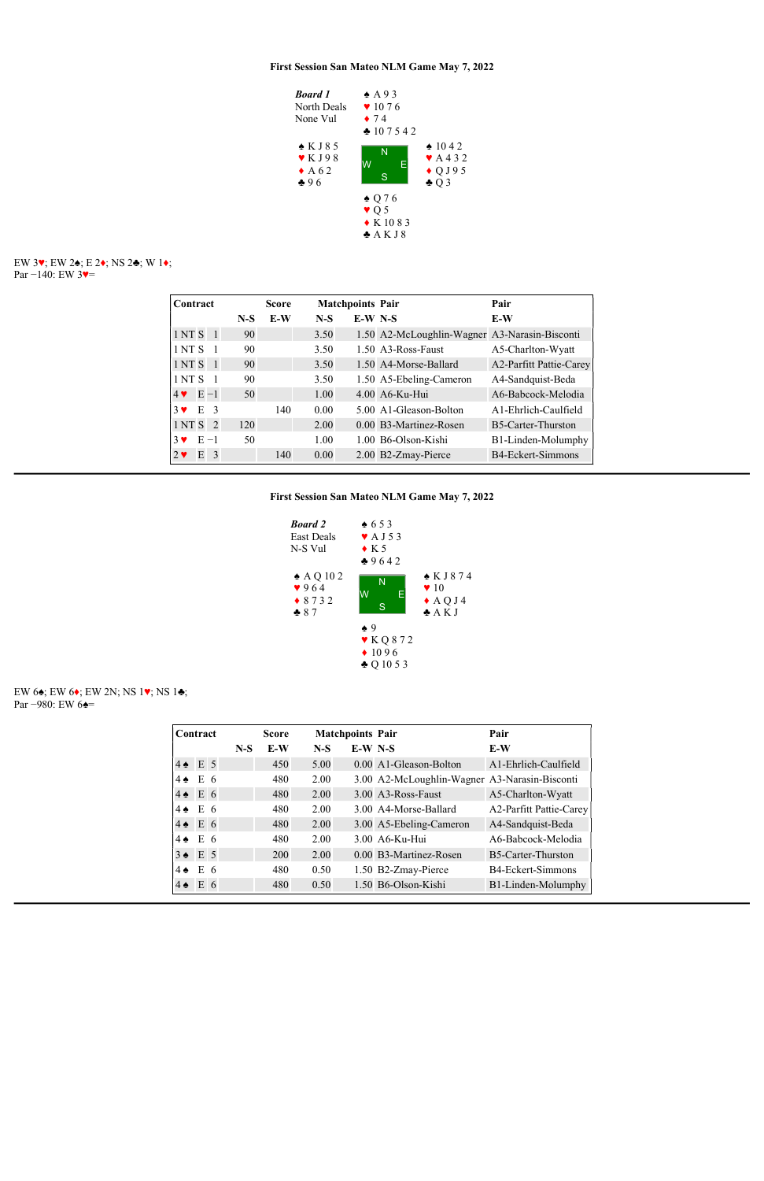**First Session San Mateo NLM Game May 7, 2022**

***Board 1***
North Deals
None Vul

North:
♠ A 9 3
♥ 10 7 6
♦ 7 4
♣ 10 7 5 4 2

West:
♠ K J 8 5
♥ K J 9 8
♦ A 6 2
♣ 9 6

East:
♠ 10 4 2
♥ A 4 3 2
♦ Q J 9 5
♣ Q 3

South:
♠ Q 7 6
♥ Q 5
♦ K 10 8 3
♣ A K J 8

EW 3♥; EW 2♠; E 2♦; NS 2♣; W 1♦;
Par −140: EW 3♥=

| Contract | | | Score | | Matchpoints | | Pair | Pair |
|---|---|---|---|---|---|---|---|---|
| | | | N-S | E-W | N-S | E-W | N-S | E-W |
| 1 NT | S | 1 | 90 | | 3.50 | 1.50 | A2-McLoughlin-Wagner | A3-Narasin-Bisconti |
| 1 NT | S | 1 | 90 | | 3.50 | 1.50 | A3-Ross-Faust | A5-Charlton-Wyatt |
| 1 NT | S | 1 | 90 | | 3.50 | 1.50 | A4-Morse-Ballard | A2-Parfitt Pattie-Carey |
| 1 NT | S | 1 | 90 | | 3.50 | 1.50 | A5-Ebeling-Cameron | A4-Sandquist-Beda |
| 4 ♥ | E | −1 | 50 | | 1.00 | 4.00 | A6-Ku-Hui | A6-Babcock-Melodia |
| 3 ♥ | E | 3 | | 140 | 0.00 | 5.00 | A1-Gleason-Bolton | A1-Ehrlich-Caulfield |
| 1 NT | S | 2 | 120 | | 2.00 | 0.00 | B3-Martinez-Rosen | B5-Carter-Thurston |
| 3 ♥ | E | −1 | 50 | | 1.00 | 1.00 | B6-Olson-Kishi | B1-Linden-Molumphy |
| 2 ♥ | E | 3 | | 140 | 0.00 | 2.00 | B2-Zmay-Pierce | B4-Eckert-Simmons |

---

**First Session San Mateo NLM Game May 7, 2022**

***Board 2***
East Deals
N-S Vul

North:
♠ 6 5 3
♥ A J 5 3
♦ K 5
♣ 9 6 4 2

West:
♠ A Q 10 2
♥ 9 6 4
♦ 8 7 3 2
♣ 8 7

East:
♠ K J 8 7 4
♥ 10
♦ A Q J 4
♣ A K J

South:
♠ 9
♥ K Q 8 7 2
♦ 10 9 6
♣ Q 10 5 3

EW 6♠; EW 6♦; EW 2N; NS 1♥; NS 1♣;
Par −980: EW 6♠=

| Contract | | | Score | | Matchpoints | | Pair | Pair |
|---|---|---|---|---|---|---|---|---|
| | | | N-S | E-W | N-S | E-W | N-S | E-W |
| 4 ♠ | E | 5 | | 450 | 5.00 | 0.00 | A1-Gleason-Bolton | A1-Ehrlich-Caulfield |
| 4 ♠ | E | 6 | | 480 | 2.00 | 3.00 | A2-McLoughlin-Wagner | A3-Narasin-Bisconti |
| 4 ♠ | E | 6 | | 480 | 2.00 | 3.00 | A3-Ross-Faust | A5-Charlton-Wyatt |
| 4 ♠ | E | 6 | | 480 | 2.00 | 3.00 | A4-Morse-Ballard | A2-Parfitt Pattie-Carey |
| 4 ♠ | E | 6 | | 480 | 2.00 | 3.00 | A5-Ebeling-Cameron | A4-Sandquist-Beda |
| 4 ♠ | E | 6 | | 480 | 2.00 | 3.00 | A6-Ku-Hui | A6-Babcock-Melodia |
| 3 ♠ | E | 5 | | 200 | 2.00 | 0.00 | B3-Martinez-Rosen | B5-Carter-Thurston |
| 4 ♠ | E | 6 | | 480 | 0.50 | 1.50 | B2-Zmay-Pierce | B4-Eckert-Simmons |
| 4 ♠ | E | 6 | | 480 | 0.50 | 1.50 | B6-Olson-Kishi | B1-Linden-Molumphy |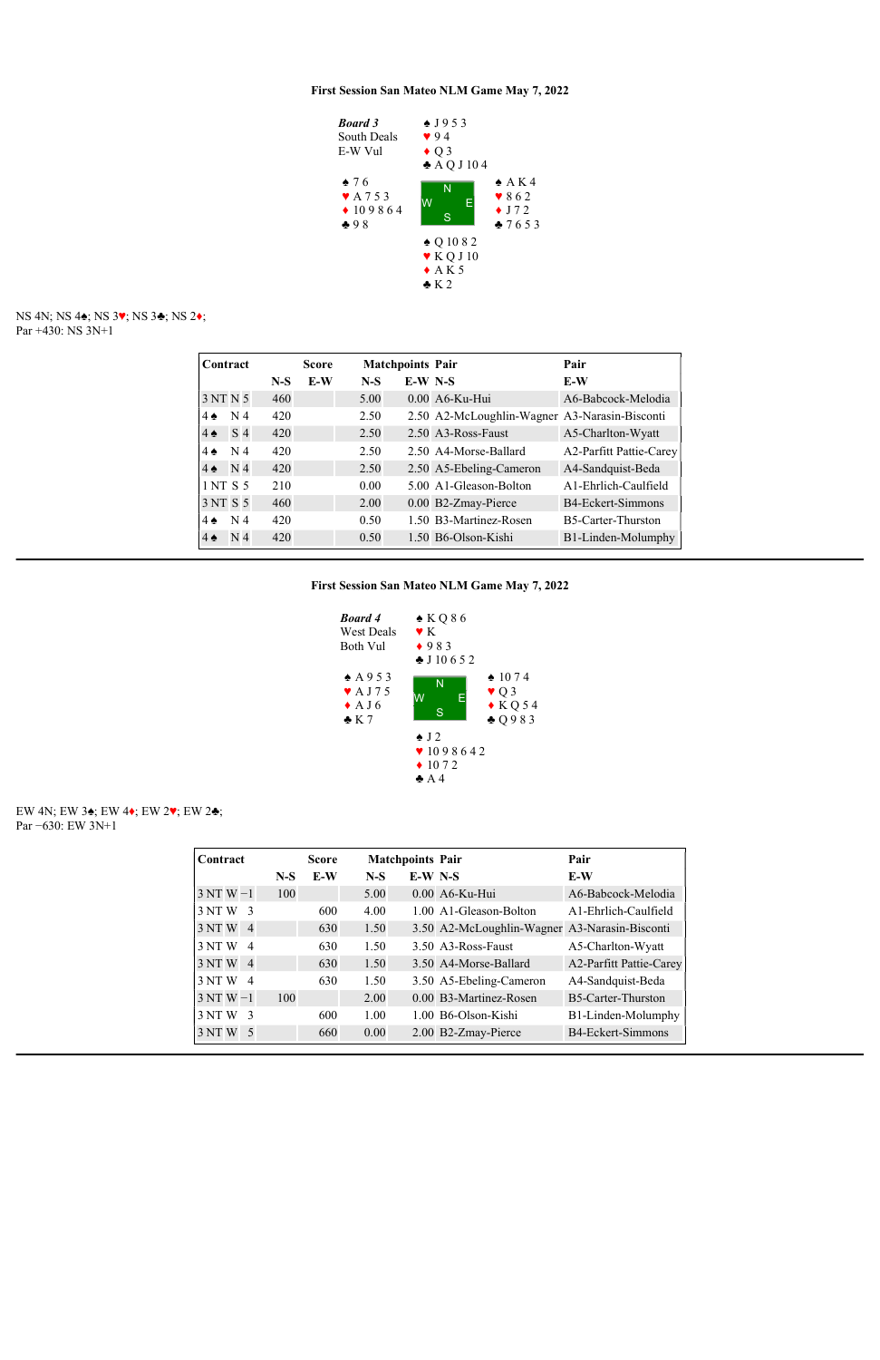**First Session San Mateo NLM Game May 7, 2022**

*Board 3*
South Deals
E-W Vul

North:
♠ J 9 5 3
♥ 9 4
♦ Q 3
♣ A Q J 10 4

West:
♠ 7 6
♥ A 7 5 3
♦ 10 9 8 6 4
♣ 9 8

East:
♠ A K 4
♥ 8 6 2
♦ J 7 2
♣ 7 6 5 3

South:
♠ Q 10 8 2
♥ K Q J 10
♦ A K 5
♣ K 2

NS 4N; NS 4♠; NS 3♥; NS 3♣; NS 2♦;
Par +430: NS 3N+1

| Contract | | | Score | | Matchpoints | | Pair | Pair |
|---|---|---|---|---|---|---|---|---|
| | | | N-S | E-W | N-S | E-W | N-S | E-W |
| 3 NT | N | 5 | 460 | | 5.00 | 0.00 | A6-Ku-Hui | A6-Babcock-Melodia |
| 4 ♠ | N | 4 | 420 | | 2.50 | 2.50 | A2-McLoughlin-Wagner | A3-Narasin-Bisconti |
| 4 ♠ | S | 4 | 420 | | 2.50 | 2.50 | A3-Ross-Faust | A5-Charlton-Wyatt |
| 4 ♠ | N | 4 | 420 | | 2.50 | 2.50 | A4-Morse-Ballard | A2-Parfitt Pattie-Carey |
| 4 ♠ | N | 4 | 420 | | 2.50 | 2.50 | A5-Ebeling-Cameron | A4-Sandquist-Beda |
| 1 NT | S | 5 | 210 | | 0.00 | 5.00 | A1-Gleason-Bolton | A1-Ehrlich-Caulfield |
| 3 NT | S | 5 | 460 | | 2.00 | 0.00 | B2-Zmay-Pierce | B4-Eckert-Simmons |
| 4 ♠ | N | 4 | 420 | | 0.50 | 1.50 | B3-Martinez-Rosen | B5-Carter-Thurston |
| 4 ♠ | N | 4 | 420 | | 0.50 | 1.50 | B6-Olson-Kishi | B1-Linden-Molumphy |

---

**First Session San Mateo NLM Game May 7, 2022**

*Board 4*
West Deals
Both Vul

North:
♠ K Q 8 6
♥ K
♦ 9 8 3
♣ J 10 6 5 2

West:
♠ A 9 5 3
♥ A J 7 5
♦ A J 6
♣ K 7

East:
♠ 10 7 4
♥ Q 3
♦ K Q 5 4
♣ Q 9 8 3

South:
♠ J 2
♥ 10 9 8 6 4 2
♦ 10 7 2
♣ A 4

EW 4N; EW 3♠; EW 4♦; EW 2♥; EW 2♣;
Par −630: EW 3N+1

| Contract | | | Score | | Matchpoints | | Pair | Pair |
|---|---|---|---|---|---|---|---|---|
| | | | N-S | E-W | N-S | E-W | N-S | E-W |
| 3 NT | W | −1 | 100 | | 5.00 | 0.00 | A6-Ku-Hui | A6-Babcock-Melodia |
| 3 NT | W | 3 | | 600 | 4.00 | 1.00 | A1-Gleason-Bolton | A1-Ehrlich-Caulfield |
| 3 NT | W | 4 | | 630 | 1.50 | 3.50 | A2-McLoughlin-Wagner | A3-Narasin-Bisconti |
| 3 NT | W | 4 | | 630 | 1.50 | 3.50 | A3-Ross-Faust | A5-Charlton-Wyatt |
| 3 NT | W | 4 | | 630 | 1.50 | 3.50 | A4-Morse-Ballard | A2-Parfitt Pattie-Carey |
| 3 NT | W | 4 | | 630 | 1.50 | 3.50 | A5-Ebeling-Cameron | A4-Sandquist-Beda |
| 3 NT | W | −1 | 100 | | 2.00 | 0.00 | B3-Martinez-Rosen | B5-Carter-Thurston |
| 3 NT | W | 3 | | 600 | 1.00 | 1.00 | B6-Olson-Kishi | B1-Linden-Molumphy |
| 3 NT | W | 5 | | 660 | 0.00 | 2.00 | B2-Zmay-Pierce | B4-Eckert-Simmons |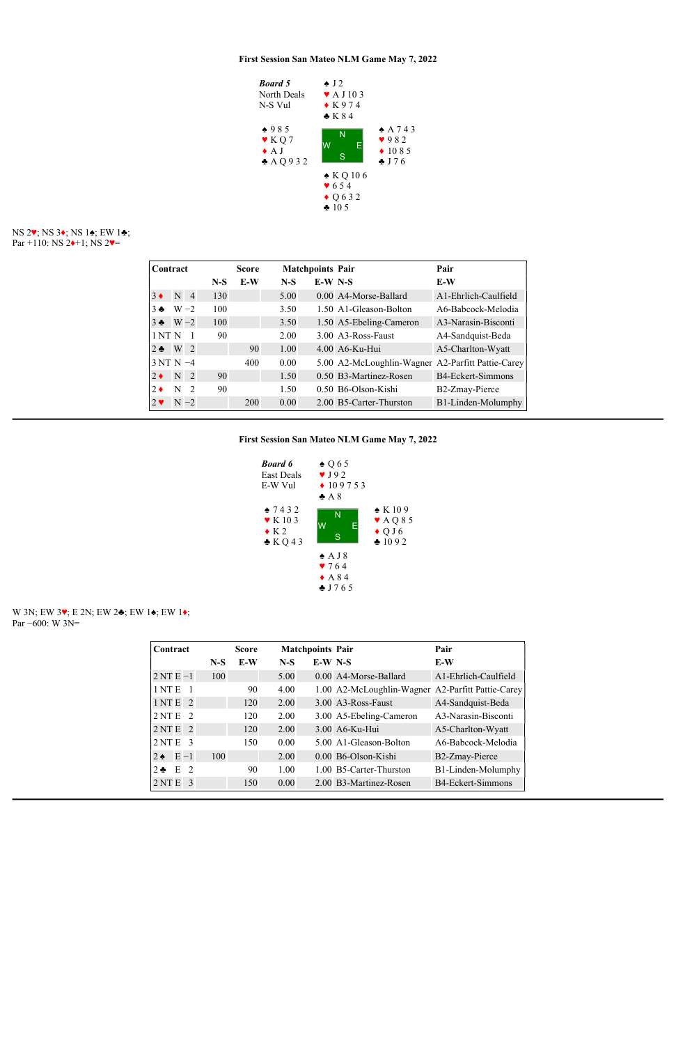### First Session San Mateo NLM Game May 7, 2022

**Board 5**
North Deals
N-S Vul

North:
♠ J 2
♥ A J 10 3
♦ K 9 7 4
♣ K 8 4

West:
♠ 9 8 5
♥ K Q 7
♦ A J
♣ A Q 9 3 2

East:
♠ A 7 4 3
♥ 9 8 2
♦ 10 8 5
♣ J 7 6

South:
♠ K Q 10 6
♥ 6 5 4
♦ Q 6 3 2
♣ 10 5

NS 2♥; NS 3♦; NS 1♠; EW 1♣;
Par +110: NS 2♦+1; NS 2♥=

| Contract | | | Score | | Matchpoints | | Pair | Pair |
|---|---|---|---|---|---|---|---|---|
| | | | N-S | E-W | N-S | E-W | N-S | E-W |
| 3♦ | N | 4 | 130 | | 5.00 | 0.00 | A4-Morse-Ballard | A1-Ehrlich-Caulfield |
| 3♣ | W | −2 | 100 | | 3.50 | 1.50 | A1-Gleason-Bolton | A6-Babcock-Melodia |
| 3♣ | W | −2 | 100 | | 3.50 | 1.50 | A5-Ebeling-Cameron | A3-Narasin-Bisconti |
| 1 NT | N | 1 | 90 | | 2.00 | 3.00 | A3-Ross-Faust | A4-Sandquist-Beda |
| 2♣ | W | 2 | | 90 | 1.00 | 4.00 | A6-Ku-Hui | A5-Charlton-Wyatt |
| 3 NT | N | −4 | | 400 | 0.00 | 5.00 | A2-McLoughlin-Wagner | A2-Parfitt Pattie-Carey |
| 2♦ | N | 2 | 90 | | 1.50 | 0.50 | B3-Martinez-Rosen | B4-Eckert-Simmons |
| 2♦ | N | 2 | 90 | | 1.50 | 0.50 | B6-Olson-Kishi | B2-Zmay-Pierce |
| 2♥ | N | −2 | | 200 | 0.00 | 2.00 | B5-Carter-Thurston | B1-Linden-Molumphy |

---

### First Session San Mateo NLM Game May 7, 2022

**Board 6**
East Deals
E-W Vul

North:
♠ Q 6 5
♥ J 9 2
♦ 10 9 7 5 3
♣ A 8

West:
♠ 7 4 3 2
♥ K 10 3
♦ K 2
♣ K Q 4 3

East:
♠ K 10 9
♥ A Q 8 5
♦ Q J 6
♣ 10 9 2

South:
♠ A J 8
♥ 7 6 4
♦ A 8 4
♣ J 7 6 5

W 3N; EW 3♥; E 2N; EW 2♣; EW 1♠; EW 1♦;
Par −600: W 3N=

| Contract | | | Score | | Matchpoints | | Pair | Pair |
|---|---|---|---|---|---|---|---|---|
| | | | N-S | E-W | N-S | E-W | N-S | E-W |
| 2 NT | E | −1 | 100 | | 5.00 | 0.00 | A4-Morse-Ballard | A1-Ehrlich-Caulfield |
| 1 NT | E | 1 | | 90 | 4.00 | 1.00 | A2-McLoughlin-Wagner | A2-Parfitt Pattie-Carey |
| 1 NT | E | 2 | | 120 | 2.00 | 3.00 | A3-Ross-Faust | A4-Sandquist-Beda |
| 2 NT | E | 2 | | 120 | 2.00 | 3.00 | A5-Ebeling-Cameron | A3-Narasin-Bisconti |
| 2 NT | E | 2 | | 120 | 2.00 | 3.00 | A6-Ku-Hui | A5-Charlton-Wyatt |
| 2 NT | E | 3 | | 150 | 0.00 | 5.00 | A1-Gleason-Bolton | A6-Babcock-Melodia |
| 2♠ | E | −1 | 100 | | 2.00 | 0.00 | B6-Olson-Kishi | B2-Zmay-Pierce |
| 2♣ | E | 2 | | 90 | 1.00 | 1.00 | B5-Carter-Thurston | B1-Linden-Molumphy |
| 2 NT | E | 3 | | 150 | 0.00 | 2.00 | B3-Martinez-Rosen | B4-Eckert-Simmons |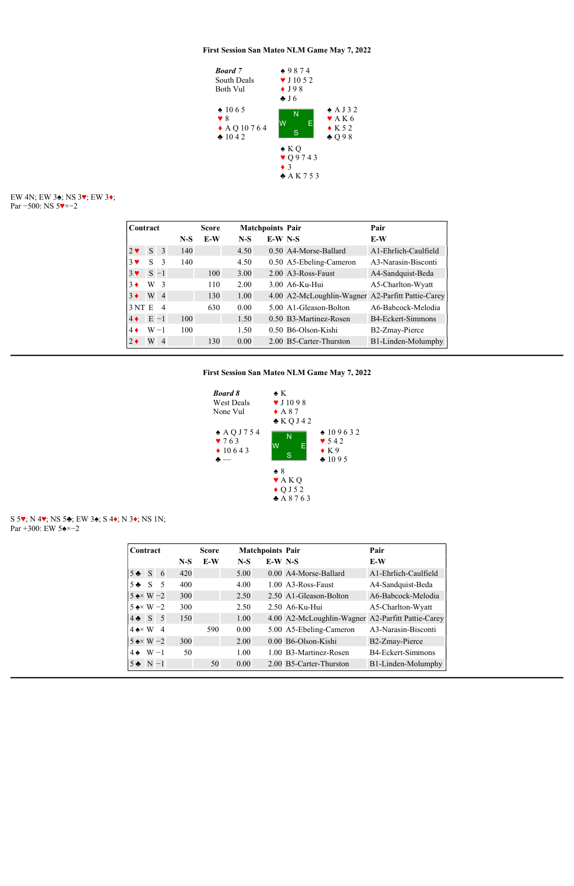**First Session San Mateo NLM Game May 7, 2022**

***Board 7***
South Deals
Both Vul

North:
♠ 9 8 7 4
♥ J 10 5 2
♦ J 9 8
♣ J 6

West:
♠ 10 6 5
♥ 8
♦ A Q 10 7 6 4
♣ 10 4 2

East:
♠ A J 3 2
♥ A K 6
♦ K 5 2
♣ Q 9 8

South:
♠ K Q
♥ Q 9 7 4 3
♦ 3
♣ A K 7 5 3

EW 4N; EW 3♠; NS 3♥; EW 3♦;
Par −500: NS 5♥×−2

| Contract | | | Score N-S | Score E-W | Matchpoints N-S | Matchpoints E-W | Pair N-S | Pair E-W |
|---|---|---|---|---|---|---|---|---|
| 2♥ | S | 3 | 140 | | 4.50 | 0.50 | A4-Morse-Ballard | A1-Ehrlich-Caulfield |
| 3♥ | S | 3 | 140 | | 4.50 | 0.50 | A5-Ebeling-Cameron | A3-Narasin-Bisconti |
| 3♥ | S | −1 | | 100 | 3.00 | 2.00 | A3-Ross-Faust | A4-Sandquist-Beda |
| 3♦ | W | 3 | | 110 | 2.00 | 3.00 | A6-Ku-Hui | A5-Charlton-Wyatt |
| 3♦ | W | 4 | | 130 | 1.00 | 4.00 | A2-McLoughlin-Wagner | A2-Parfitt Pattie-Carey |
| 3 NT | E | 4 | | 630 | 0.00 | 5.00 | A1-Gleason-Bolton | A6-Babcock-Melodia |
| 4♦ | E | −1 | 100 | | 1.50 | 0.50 | B3-Martinez-Rosen | B4-Eckert-Simmons |
| 4♦ | W | −1 | 100 | | 1.50 | 0.50 | B6-Olson-Kishi | B2-Zmay-Pierce |
| 2♦ | W | 4 | | 130 | 0.00 | 2.00 | B5-Carter-Thurston | B1-Linden-Molumphy |

---

**First Session San Mateo NLM Game May 7, 2022**

***Board 8***
West Deals
None Vul

North:
♠ K
♥ J 10 9 8
♦ A 8 7
♣ K Q J 4 2

West:
♠ A Q J 7 5 4
♥ 7 6 3
♦ 10 6 4 3
♣ —

East:
♠ 10 9 6 3 2
♥ 5 4 2
♦ K 9
♣ 10 9 5

South:
♠ 8
♥ A K Q
♦ Q J 5 2
♣ A 8 7 6 3

S 5♥; N 4♥; NS 5♣; EW 3♠; S 4♦; N 3♦; NS 1N;
Par +300: EW 5♠×−2

| Contract | | | Score N-S | Score E-W | Matchpoints N-S | Matchpoints E-W | Pair N-S | Pair E-W |
|---|---|---|---|---|---|---|---|---|
| 5♣ | S | 6 | 420 | | 5.00 | 0.00 | A4-Morse-Ballard | A1-Ehrlich-Caulfield |
| 5♣ | S | 5 | 400 | | 4.00 | 1.00 | A3-Ross-Faust | A4-Sandquist-Beda |
| 5♠× | W | −2 | 300 | | 2.50 | 2.50 | A1-Gleason-Bolton | A6-Babcock-Melodia |
| 5♠× | W | −2 | 300 | | 2.50 | 2.50 | A6-Ku-Hui | A5-Charlton-Wyatt |
| 4♣ | S | 5 | 150 | | 1.00 | 4.00 | A2-McLoughlin-Wagner | A2-Parfitt Pattie-Carey |
| 4♠× | W | 4 | | 590 | 0.00 | 5.00 | A5-Ebeling-Cameron | A3-Narasin-Bisconti |
| 5♠× | W | −2 | 300 | | 2.00 | 0.00 | B6-Olson-Kishi | B2-Zmay-Pierce |
| 4♠ | W | −1 | 50 | | 1.00 | 1.00 | B3-Martinez-Rosen | B4-Eckert-Simmons |
| 5♣ | N | −1 | | 50 | 0.00 | 2.00 | B5-Carter-Thurston | B1-Linden-Molumphy |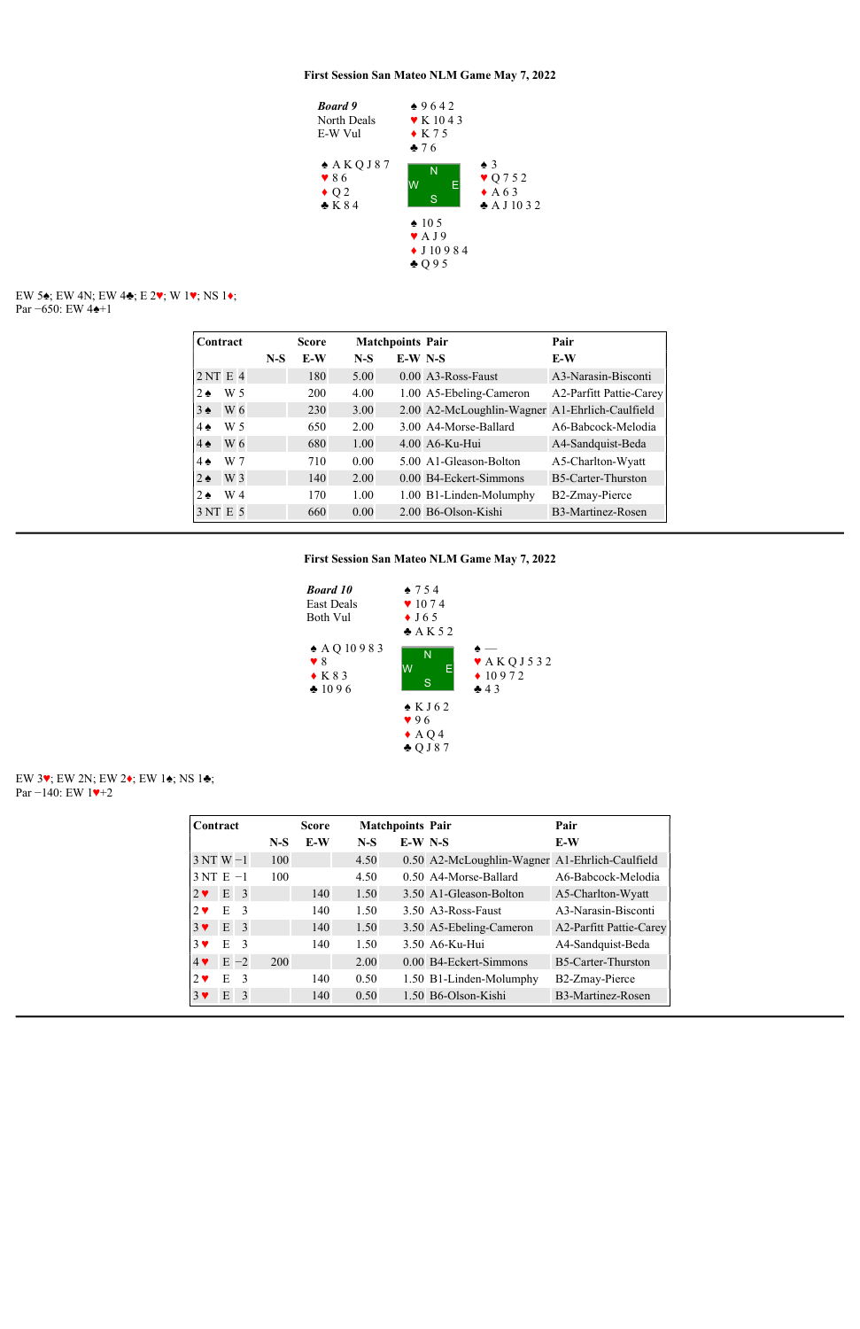### First Session San Mateo NLM Game May 7, 2022

**Board 9**
North Deals
E-W Vul

North:
♠ 9 6 4 2
♥ K 10 4 3
♦ K 7 5
♣ 7 6

West:
♠ A K Q J 8 7
♥ 8 6
♦ Q 2
♣ K 8 4

East:
♠ 3
♥ Q 7 5 2
♦ A 6 3
♣ A J 10 3 2

South:
♠ 10 5
♥ A J 9
♦ J 10 9 8 4
♣ Q 9 5

EW 5♠; EW 4N; EW 4♣; E 2♥; W 1♥; NS 1♦;
Par −650: EW 4♠+1

| Contract | | | Score N-S | Score E-W | Matchpoints N-S | Matchpoints E-W | Pair N-S | Pair E-W |
|---|---|---|---|---|---|---|---|---|
| 2 NT | E | 4 | | 180 | 5.00 | 0.00 | A3-Ross-Faust | A3-Narasin-Bisconti |
| 2 ♠ | W | 5 | | 200 | 4.00 | 1.00 | A5-Ebeling-Cameron | A2-Parfitt Pattie-Carey |
| 3 ♠ | W | 6 | | 230 | 3.00 | 2.00 | A2-McLoughlin-Wagner | A1-Ehrlich-Caulfield |
| 4 ♠ | W | 5 | | 650 | 2.00 | 3.00 | A4-Morse-Ballard | A6-Babcock-Melodia |
| 4 ♠ | W | 6 | | 680 | 1.00 | 4.00 | A6-Ku-Hui | A4-Sandquist-Beda |
| 4 ♠ | W | 7 | | 710 | 0.00 | 5.00 | A1-Gleason-Bolton | A5-Charlton-Wyatt |
| 2 ♠ | W | 3 | | 140 | 2.00 | 0.00 | B4-Eckert-Simmons | B5-Carter-Thurston |
| 2 ♠ | W | 4 | | 170 | 1.00 | 1.00 | B1-Linden-Molumphy | B2-Zmay-Pierce |
| 3 NT | E | 5 | | 660 | 0.00 | 2.00 | B6-Olson-Kishi | B3-Martinez-Rosen |

### First Session San Mateo NLM Game May 7, 2022

**Board 10**
East Deals
Both Vul

North:
♠ 7 5 4
♥ 10 7 4
♦ J 6 5
♣ A K 5 2

West:
♠ A Q 10 9 8 3
♥ 8
♦ K 8 3
♣ 10 9 6

East:
♠ —
♥ A K Q J 5 3 2
♦ 10 9 7 2
♣ 4 3

South:
♠ K J 6 2
♥ 9 6
♦ A Q 4
♣ Q J 8 7

EW 3♥; EW 2N; EW 2♦; EW 1♠; NS 1♣;
Par −140: EW 1♥+2

| Contract | | | Score N-S | Score E-W | Matchpoints N-S | Matchpoints E-W | Pair N-S | Pair E-W |
|---|---|---|---|---|---|---|---|---|
| 3 NT | W | −1 | 100 | | 4.50 | 0.50 | A2-McLoughlin-Wagner | A1-Ehrlich-Caulfield |
| 3 NT | E | −1 | 100 | | 4.50 | 0.50 | A4-Morse-Ballard | A6-Babcock-Melodia |
| 2 ♥ | E | 3 | | 140 | 1.50 | 3.50 | A1-Gleason-Bolton | A5-Charlton-Wyatt |
| 2 ♥ | E | 3 | | 140 | 1.50 | 3.50 | A3-Ross-Faust | A3-Narasin-Bisconti |
| 3 ♥ | E | 3 | | 140 | 1.50 | 3.50 | A5-Ebeling-Cameron | A2-Parfitt Pattie-Carey |
| 3 ♥ | E | 3 | | 140 | 1.50 | 3.50 | A6-Ku-Hui | A4-Sandquist-Beda |
| 4 ♥ | E | −2 | 200 | | 2.00 | 0.00 | B4-Eckert-Simmons | B5-Carter-Thurston |
| 2 ♥ | E | 3 | | 140 | 0.50 | 1.50 | B1-Linden-Molumphy | B2-Zmay-Pierce |
| 3 ♥ | E | 3 | | 140 | 0.50 | 1.50 | B6-Olson-Kishi | B3-Martinez-Rosen |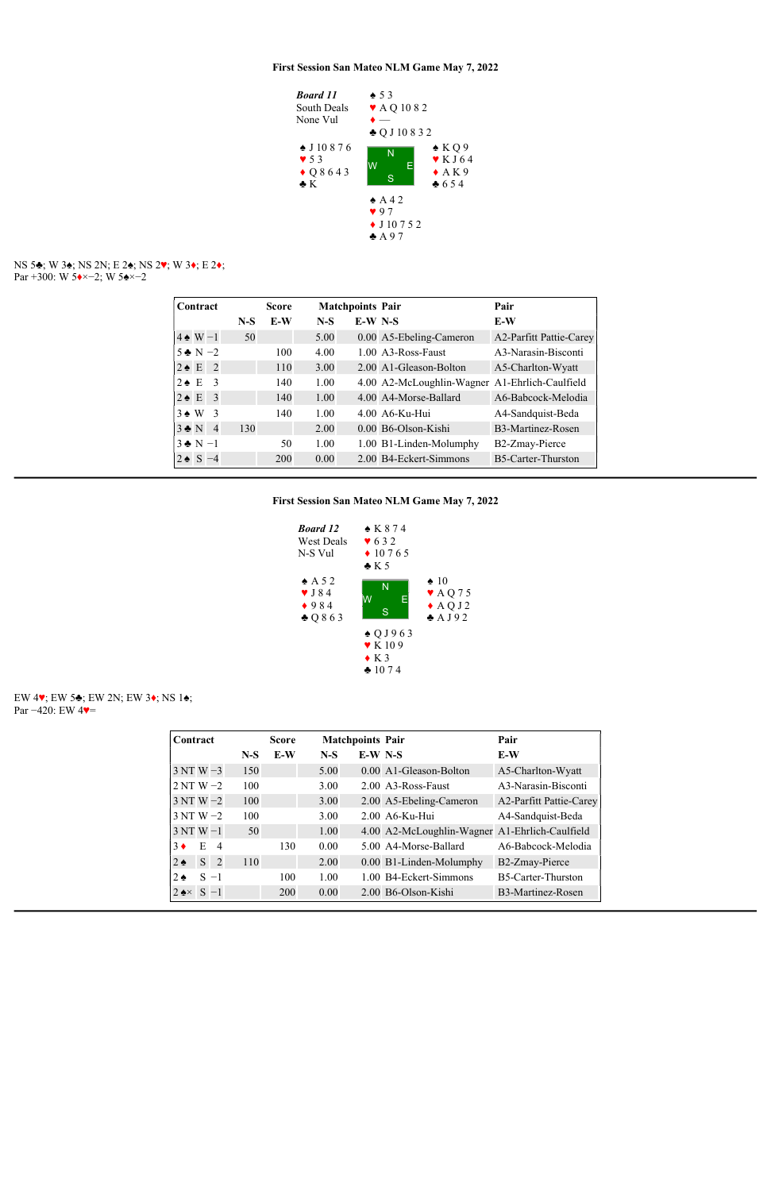**First Session San Mateo NLM Game May 7, 2022**

***Board 11***
South Deals
None Vul

North: ♠ 5 3 / ♥ A Q 10 8 2 / ♦ — / ♣ Q J 10 8 3 2

West: ♠ J 10 8 7 6 / ♥ 5 3 / ♦ Q 8 6 4 3 / ♣ K

East: ♠ K Q 9 / ♥ K J 6 4 / ♦ A K 9 / ♣ 6 5 4

South: ♠ A 4 2 / ♥ 9 7 / ♦ J 10 7 5 2 / ♣ A 9 7

NS 5♣; W 3♠; NS 2N; E 2♠; NS 2♥; W 3♦; E 2♦;
Par +300: W 5♦×−2; W 5♠×−2

| Contract | | | Score N-S | Score E-W | Matchpoints N-S | Matchpoints E-W | Pair N-S | Pair E-W |
|---|---|---|---|---|---|---|---|---|
| 4♠ | W | −1 | 50 | | 5.00 | 0.00 | A5-Ebeling-Cameron | A2-Parfitt Pattie-Carey |
| 5♣ | N | −2 | | 100 | 4.00 | 1.00 | A3-Ross-Faust | A3-Narasin-Bisconti |
| 2♠ | E | 2 | | 110 | 3.00 | 2.00 | A1-Gleason-Bolton | A5-Charlton-Wyatt |
| 2♠ | E | 3 | | 140 | 1.00 | 4.00 | A2-McLoughlin-Wagner | A1-Ehrlich-Caulfield |
| 2♠ | E | 3 | | 140 | 1.00 | 4.00 | A4-Morse-Ballard | A6-Babcock-Melodia |
| 3♠ | W | 3 | | 140 | 1.00 | 4.00 | A6-Ku-Hui | A4-Sandquist-Beda |
| 3♣ | N | 4 | 130 | | 2.00 | 0.00 | B6-Olson-Kishi | B3-Martinez-Rosen |
| 3♣ | N | −1 | | 50 | 1.00 | 1.00 | B1-Linden-Molumphy | B2-Zmay-Pierce |
| 2♠ | S | −4 | | 200 | 0.00 | 2.00 | B4-Eckert-Simmons | B5-Carter-Thurston |

---

**First Session San Mateo NLM Game May 7, 2022**

***Board 12***
West Deals
N-S Vul

North: ♠ K 8 7 4 / ♥ 6 3 2 / ♦ 10 7 6 5 / ♣ K 5

West: ♠ A 5 2 / ♥ J 8 4 / ♦ 9 8 4 / ♣ Q 8 6 3

East: ♠ 10 / ♥ A Q 7 5 / ♦ A Q J 2 / ♣ A J 9 2

South: ♠ Q J 9 6 3 / ♥ K 10 9 / ♦ K 3 / ♣ 10 7 4

EW 4♥; EW 5♣; EW 2N; EW 3♦; NS 1♠;
Par −420: EW 4♥=

| Contract | | | Score N-S | Score E-W | Matchpoints N-S | Matchpoints E-W | Pair N-S | Pair E-W |
|---|---|---|---|---|---|---|---|---|
| 3 NT | W | −3 | 150 | | 5.00 | 0.00 | A1-Gleason-Bolton | A5-Charlton-Wyatt |
| 2 NT | W | −2 | 100 | | 3.00 | 2.00 | A3-Ross-Faust | A3-Narasin-Bisconti |
| 3 NT | W | −2 | 100 | | 3.00 | 2.00 | A5-Ebeling-Cameron | A2-Parfitt Pattie-Carey |
| 3 NT | W | −2 | 100 | | 3.00 | 2.00 | A6-Ku-Hui | A4-Sandquist-Beda |
| 3 NT | W | −1 | 50 | | 1.00 | 4.00 | A2-McLoughlin-Wagner | A1-Ehrlich-Caulfield |
| 3♦ | E | 4 | | 130 | 0.00 | 5.00 | A4-Morse-Ballard | A6-Babcock-Melodia |
| 2♠ | S | 2 | 110 | | 2.00 | 0.00 | B1-Linden-Molumphy | B2-Zmay-Pierce |
| 2♠ | S | −1 | | 100 | 1.00 | 1.00 | B4-Eckert-Simmons | B5-Carter-Thurston |
| 2♠× | S | −1 | | 200 | 0.00 | 2.00 | B6-Olson-Kishi | B3-Martinez-Rosen |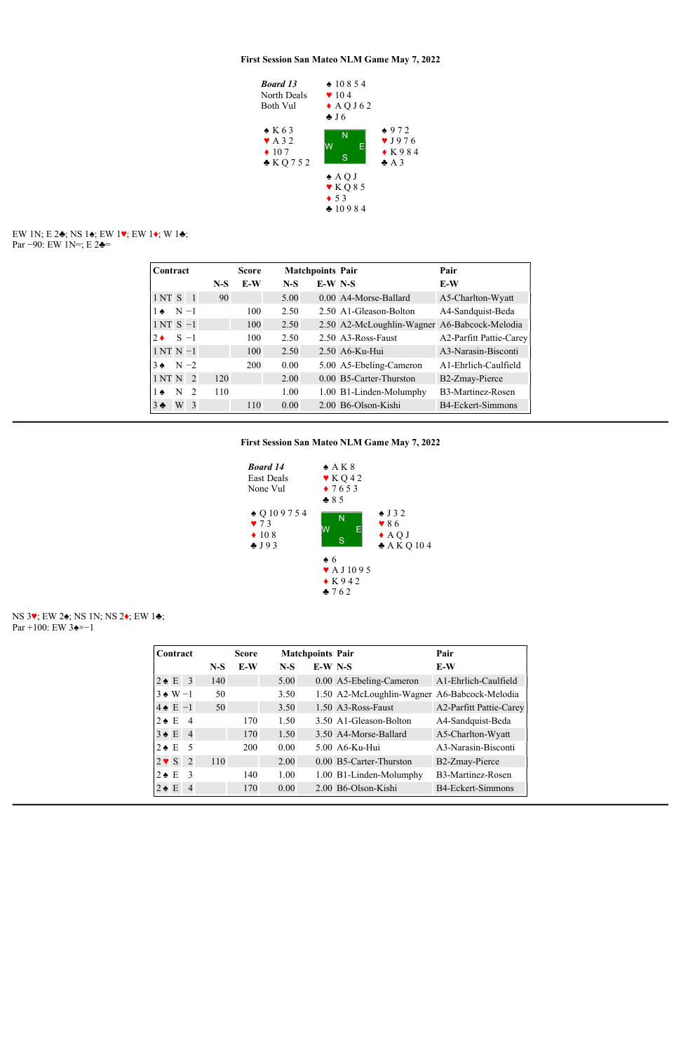### First Session San Mateo NLM Game May 7, 2022

**Board 13**
North Deals
Both Vul

North:
♠ 10 8 5 4
♥ 10 4
♦ A Q J 6 2
♣ J 6

West:
♠ K 6 3
♥ A 3 2
♦ 10 7
♣ K Q 7 5 2

East:
♠ 9 7 2
♥ J 9 7 6
♦ K 9 8 4
♣ A 3

South:
♠ A Q J
♥ K Q 8 5
♦ 5 3
♣ 10 9 8 4

EW 1N; E 2♣; NS 1♠; EW 1♥; EW 1♦; W 1♣;
Par −90: EW 1N=; E 2♣=

| Contract | | | Score | | Matchpoints | | Pair | Pair |
|---|---|---|---|---|---|---|---|---|
| | | | N-S | E-W | N-S | E-W | N-S | E-W |
| 1 NT | S | 1 | 90 | | 5.00 | 0.00 | A4-Morse-Ballard | A5-Charlton-Wyatt |
| 1 ♠ | N | −1 | | 100 | 2.50 | 2.50 | A1-Gleason-Bolton | A4-Sandquist-Beda |
| 1 NT | S | −1 | | 100 | 2.50 | 2.50 | A2-McLoughlin-Wagner | A6-Babcock-Melodia |
| 2 ♦ | S | −1 | | 100 | 2.50 | 2.50 | A3-Ross-Faust | A2-Parfitt Pattie-Carey |
| 1 NT | N | −1 | | 100 | 2.50 | 2.50 | A6-Ku-Hui | A3-Narasin-Bisconti |
| 3 ♠ | N | −2 | | 200 | 0.00 | 5.00 | A5-Ebeling-Cameron | A1-Ehrlich-Caulfield |
| 1 NT | N | 2 | 120 | | 2.00 | 0.00 | B5-Carter-Thurston | B2-Zmay-Pierce |
| 1 ♠ | N | 2 | 110 | | 1.00 | 1.00 | B1-Linden-Molumphy | B3-Martinez-Rosen |
| 3 ♣ | W | 3 | | 110 | 0.00 | 2.00 | B6-Olson-Kishi | B4-Eckert-Simmons |

---

### First Session San Mateo NLM Game May 7, 2022

**Board 14**
East Deals
None Vul

North:
♠ A K 8
♥ K Q 4 2
♦ 7 6 5 3
♣ 8 5

West:
♠ Q 10 9 7 5 4
♥ 7 3
♦ 10 8
♣ J 9 3

East:
♠ J 3 2
♥ 8 6
♦ A Q J
♣ A K Q 10 4

South:
♠ 6
♥ A J 10 9 5
♦ K 9 4 2
♣ 7 6 2

NS 3♥; EW 2♠; NS 1N; NS 2♦; EW 1♣;
Par +100: EW 3♠×−1

| Contract | | | Score | | Matchpoints | | Pair | Pair |
|---|---|---|---|---|---|---|---|---|
| | | | N-S | E-W | N-S | E-W | N-S | E-W |
| 2 ♠ | E | 3 | 140 | | 5.00 | 0.00 | A5-Ebeling-Cameron | A1-Ehrlich-Caulfield |
| 3 ♠ | W | −1 | 50 | | 3.50 | 1.50 | A2-McLoughlin-Wagner | A6-Babcock-Melodia |
| 4 ♠ | E | −1 | 50 | | 3.50 | 1.50 | A3-Ross-Faust | A2-Parfitt Pattie-Carey |
| 2 ♠ | E | 4 | | 170 | 1.50 | 3.50 | A1-Gleason-Bolton | A4-Sandquist-Beda |
| 3 ♠ | E | 4 | | 170 | 1.50 | 3.50 | A4-Morse-Ballard | A5-Charlton-Wyatt |
| 2 ♠ | E | 5 | | 200 | 0.00 | 5.00 | A6-Ku-Hui | A3-Narasin-Bisconti |
| 2 ♥ | S | 2 | 110 | | 2.00 | 0.00 | B5-Carter-Thurston | B2-Zmay-Pierce |
| 2 ♠ | E | 3 | | 140 | 1.00 | 1.00 | B1-Linden-Molumphy | B3-Martinez-Rosen |
| 2 ♠ | E | 4 | | 170 | 0.00 | 2.00 | B6-Olson-Kishi | B4-Eckert-Simmons |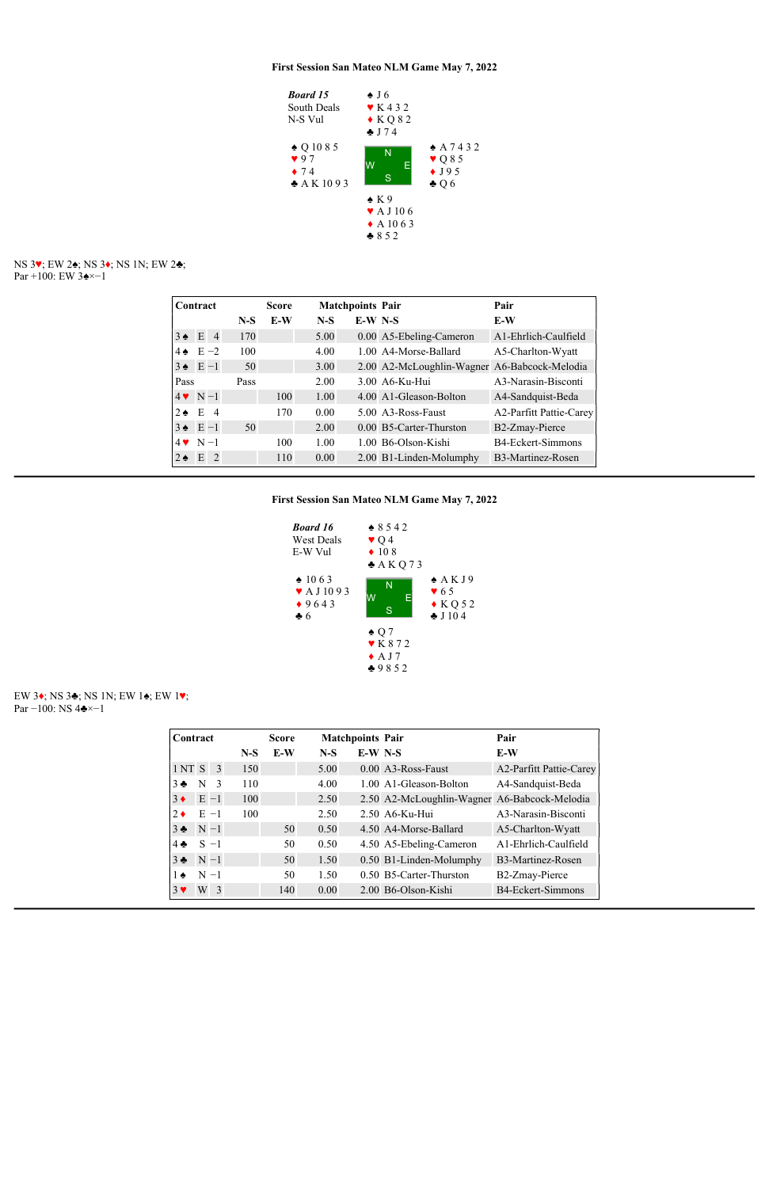### First Session San Mateo NLM Game May 7, 2022

***Board 15***
South Deals
N-S Vul

North: ♠ J 6 ♥ K 4 3 2 ♦ K Q 8 2 ♣ J 7 4

West: ♠ Q 10 8 5 ♥ 9 7 ♦ 7 4 ♣ A K 10 9 3

East: ♠ A 7 4 3 2 ♥ Q 8 5 ♦ J 9 5 ♣ Q 6

South: ♠ K 9 ♥ A J 10 6 ♦ A 10 6 3 ♣ 8 5 2

NS 3♥; EW 2♠; NS 3♦; NS 1N; EW 2♣;
Par +100: EW 3♠×−1

| Contract | | | Score N-S | Score E-W | Matchpoints N-S | Matchpoints E-W | Pair N-S | Pair E-W |
|---|---|---|---|---|---|---|---|---|
| 3♠ | E | 4 | 170 | | 5.00 | 0.00 | A5-Ebeling-Cameron | A1-Ehrlich-Caulfield |
| 4♠ | E | −2 | 100 | | 4.00 | 1.00 | A4-Morse-Ballard | A5-Charlton-Wyatt |
| 3♠ | E | −1 | 50 | | 3.00 | 2.00 | A2-McLoughlin-Wagner | A6-Babcock-Melodia |
| Pass | | | Pass | | 2.00 | 3.00 | A6-Ku-Hui | A3-Narasin-Bisconti |
| 4♥ | N | −1 | | 100 | 1.00 | 4.00 | A1-Gleason-Bolton | A4-Sandquist-Beda |
| 2♠ | E | 4 | | 170 | 0.00 | 5.00 | A3-Ross-Faust | A2-Parfitt Pattie-Carey |
| 3♠ | E | −1 | 50 | | 2.00 | 0.00 | B5-Carter-Thurston | B2-Zmay-Pierce |
| 4♥ | N | −1 | | 100 | 1.00 | 1.00 | B6-Olson-Kishi | B4-Eckert-Simmons |
| 2♠ | E | 2 | | 110 | 0.00 | 2.00 | B1-Linden-Molumphy | B3-Martinez-Rosen |

---

### First Session San Mateo NLM Game May 7, 2022

***Board 16***
West Deals
E-W Vul

North: ♠ 8 5 4 2 ♥ Q 4 ♦ 10 8 ♣ A K Q 7 3

West: ♠ 10 6 3 ♥ A J 10 9 3 ♦ 9 6 4 3 ♣ 6

East: ♠ A K J 9 ♥ 6 5 ♦ K Q 5 2 ♣ J 10 4

South: ♠ Q 7 ♥ K 8 7 2 ♦ A J 7 ♣ 9 8 5 2

EW 3♦; NS 3♣; NS 1N; EW 1♠; EW 1♥;
Par −100: NS 4♣×−1

| Contract | | | Score N-S | Score E-W | Matchpoints N-S | Matchpoints E-W | Pair N-S | Pair E-W |
|---|---|---|---|---|---|---|---|---|
| 1 NT | S | 3 | 150 | | 5.00 | 0.00 | A3-Ross-Faust | A2-Parfitt Pattie-Carey |
| 3♣ | N | 3 | 110 | | 4.00 | 1.00 | A1-Gleason-Bolton | A4-Sandquist-Beda |
| 3♦ | E | −1 | 100 | | 2.50 | 2.50 | A2-McLoughlin-Wagner | A6-Babcock-Melodia |
| 2♦ | E | −1 | 100 | | 2.50 | 2.50 | A6-Ku-Hui | A3-Narasin-Bisconti |
| 3♣ | N | −1 | | 50 | 0.50 | 4.50 | A4-Morse-Ballard | A5-Charlton-Wyatt |
| 4♣ | S | −1 | | 50 | 0.50 | 4.50 | A5-Ebeling-Cameron | A1-Ehrlich-Caulfield |
| 3♣ | N | −1 | | 50 | 1.50 | 0.50 | B1-Linden-Molumphy | B3-Martinez-Rosen |
| 1♠ | N | −1 | | 50 | 1.50 | 0.50 | B5-Carter-Thurston | B2-Zmay-Pierce |
| 3♥ | W | 3 | | 140 | 0.00 | 2.00 | B6-Olson-Kishi | B4-Eckert-Simmons |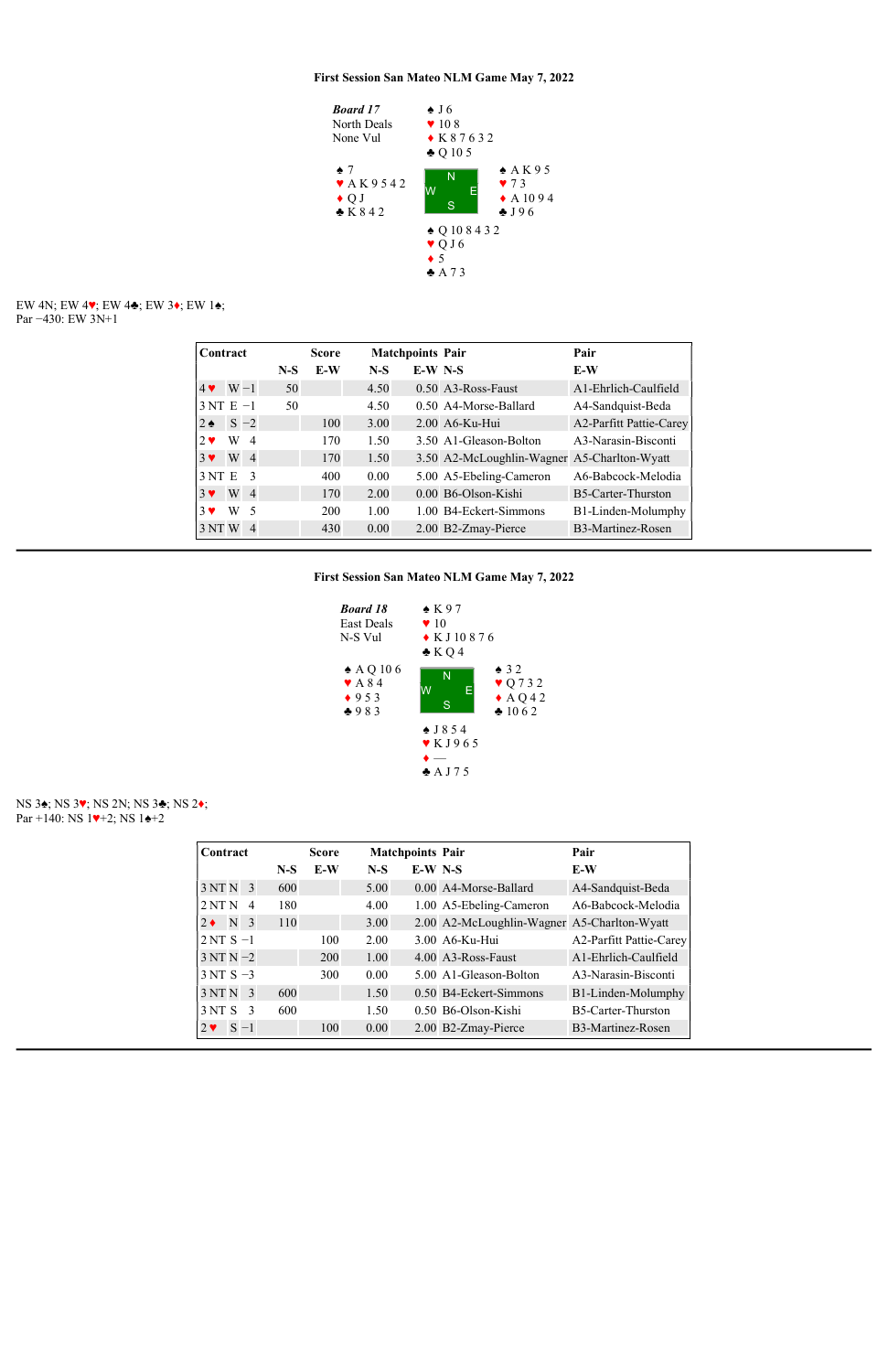### First Session San Mateo NLM Game May 7, 2022

***Board 17***
North Deals
None Vul

**North**
♠ J 6
♥ 10 8
♦ K 8 7 6 3 2
♣ Q 10 5

**West**
♠ 7
♥ A K 9 5 4 2
♦ Q J
♣ K 8 4 2

**East**
♠ A K 9 5
♥ 7 3
♦ A 10 9 4
♣ J 9 6

**South**
♠ Q 10 8 4 3 2
♥ Q J 6
♦ 5
♣ A 7 3

EW 4N; EW 4♥; EW 4♣; EW 3♦; EW 1♠;
Par −430: EW 3N+1

| Contract | | | Score | | Matchpoints | | Pair | Pair |
|---|---|---|---|---|---|---|---|---|
| | | | N-S | E-W | N-S | E-W | N-S | E-W |
| 4♥ | W | −1 | 50 | | 4.50 | 0.50 | A3-Ross-Faust | A1-Ehrlich-Caulfield |
| 3 NT | E | −1 | 50 | | 4.50 | 0.50 | A4-Morse-Ballard | A4-Sandquist-Beda |
| 2♠ | S | −2 | | 100 | 3.00 | 2.00 | A6-Ku-Hui | A2-Parfitt Pattie-Carey |
| 2♥ | W | 4 | | 170 | 1.50 | 3.50 | A1-Gleason-Bolton | A3-Narasin-Bisconti |
| 3♥ | W | 4 | | 170 | 1.50 | 3.50 | A2-McLoughlin-Wagner | A5-Charlton-Wyatt |
| 3 NT | E | 3 | | 400 | 0.00 | 5.00 | A5-Ebeling-Cameron | A6-Babcock-Melodia |
| 3♥ | W | 4 | | 170 | 2.00 | 0.00 | B6-Olson-Kishi | B5-Carter-Thurston |
| 3♥ | W | 5 | | 200 | 1.00 | 1.00 | B4-Eckert-Simmons | B1-Linden-Molumphy |
| 3 NT | W | 4 | | 430 | 0.00 | 2.00 | B2-Zmay-Pierce | B3-Martinez-Rosen |

### First Session San Mateo NLM Game May 7, 2022

***Board 18***
East Deals
N-S Vul

**North**
♠ K 9 7
♥ 10
♦ K J 10 8 7 6
♣ K Q 4

**West**
♠ A Q 10 6
♥ A 8 4
♦ 9 5 3
♣ 9 8 3

**East**
♠ 3 2
♥ Q 7 3 2
♦ A Q 4 2
♣ 10 6 2

**South**
♠ J 8 5 4
♥ K J 9 6 5
♦ —
♣ A J 7 5

NS 3♠; NS 3♥; NS 2N; NS 3♣; NS 2♦;
Par +140: NS 1♥+2; NS 1♠+2

| Contract | | | Score | | Matchpoints | | Pair | Pair |
|---|---|---|---|---|---|---|---|---|
| | | | N-S | E-W | N-S | E-W | N-S | E-W |
| 3 NT | N | 3 | 600 | | 5.00 | 0.00 | A4-Morse-Ballard | A4-Sandquist-Beda |
| 2 NT | N | 4 | 180 | | 4.00 | 1.00 | A5-Ebeling-Cameron | A6-Babcock-Melodia |
| 2♦ | N | 3 | 110 | | 3.00 | 2.00 | A2-McLoughlin-Wagner | A5-Charlton-Wyatt |
| 2 NT | S | −1 | | 100 | 2.00 | 3.00 | A6-Ku-Hui | A2-Parfitt Pattie-Carey |
| 3 NT | N | −2 | | 200 | 1.00 | 4.00 | A3-Ross-Faust | A1-Ehrlich-Caulfield |
| 3 NT | S | −3 | | 300 | 0.00 | 5.00 | A1-Gleason-Bolton | A3-Narasin-Bisconti |
| 3 NT | N | 3 | 600 | | 1.50 | 0.50 | B4-Eckert-Simmons | B1-Linden-Molumphy |
| 3 NT | S | 3 | 600 | | 1.50 | 0.50 | B6-Olson-Kishi | B5-Carter-Thurston |
| 2♥ | S | −1 | | 100 | 0.00 | 2.00 | B2-Zmay-Pierce | B3-Martinez-Rosen |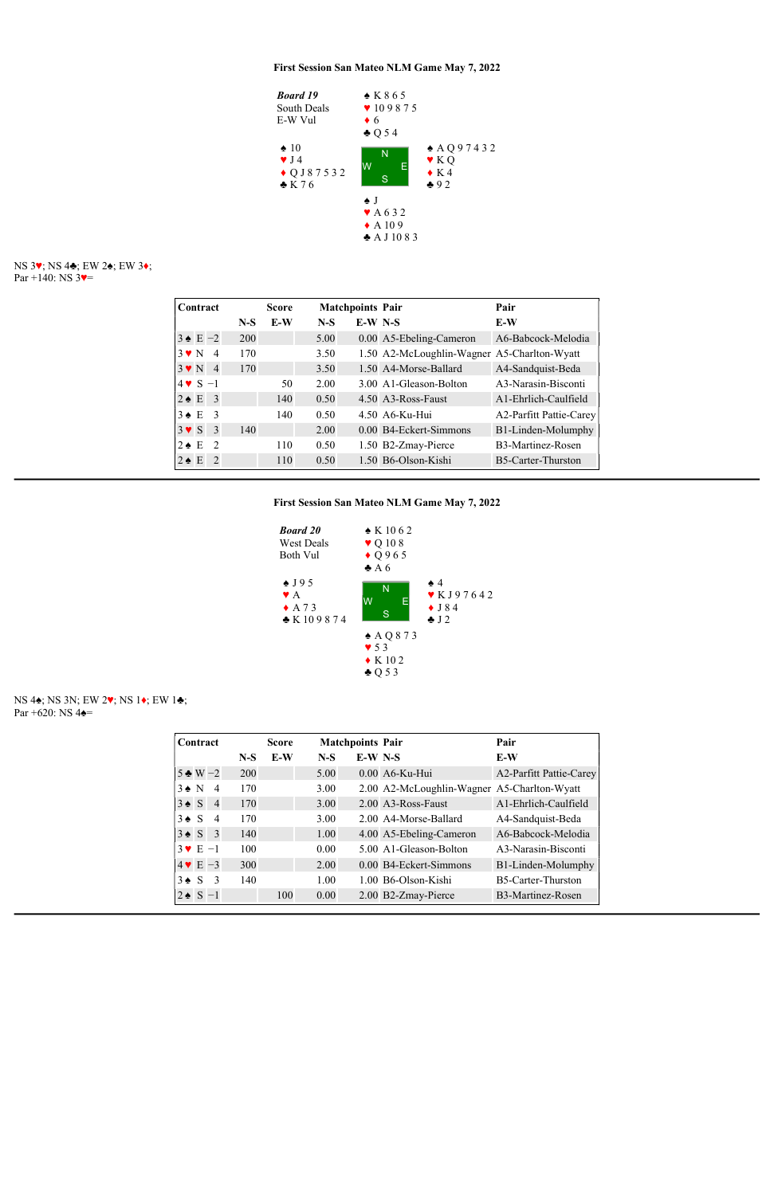## First Session San Mateo NLM Game May 7, 2022

**Board 19**
South Deals
E-W Vul

North: ♠ K 8 6 5 ♥ 10 9 8 7 5 ♦ 6 ♣ Q 5 4

West: ♠ 10 ♥ J 4 ♦ Q J 8 7 5 3 2 ♣ K 7 6

East: ♠ A Q 9 7 4 3 2 ♥ K Q ♦ K 4 ♣ 9 2

South: ♠ J ♥ A 6 3 2 ♦ A 10 9 ♣ A J 10 8 3

NS 3♥; NS 4♣; EW 2♠; EW 3♦;
Par +140: NS 3♥=

| Contract | | | Score N-S | Score E-W | Matchpoints N-S | Matchpoints E-W | Pair N-S | Pair E-W |
|---|---|---|---|---|---|---|---|---|
| 3♠ | E | −2 | 200 | | 5.00 | 0.00 | A5-Ebeling-Cameron | A6-Babcock-Melodia |
| 3♥ | N | 4 | 170 | | 3.50 | 1.50 | A2-McLoughlin-Wagner | A5-Charlton-Wyatt |
| 3♥ | N | 4 | 170 | | 3.50 | 1.50 | A4-Morse-Ballard | A4-Sandquist-Beda |
| 4♥ | S | −1 | | 50 | 2.00 | 3.00 | A1-Gleason-Bolton | A3-Narasin-Bisconti |
| 2♠ | E | 3 | | 140 | 0.50 | 4.50 | A3-Ross-Faust | A1-Ehrlich-Caulfield |
| 3♠ | E | 3 | | 140 | 0.50 | 4.50 | A6-Ku-Hui | A2-Parfitt Pattie-Carey |
| 3♥ | S | 3 | 140 | | 2.00 | 0.00 | B4-Eckert-Simmons | B1-Linden-Molumphy |
| 2♠ | E | 2 | | 110 | 0.50 | 1.50 | B2-Zmay-Pierce | B3-Martinez-Rosen |
| 2♠ | E | 2 | | 110 | 0.50 | 1.50 | B6-Olson-Kishi | B5-Carter-Thurston |

---

## First Session San Mateo NLM Game May 7, 2022

**Board 20**
West Deals
Both Vul

North: ♠ K 10 6 2 ♥ Q 10 8 ♦ Q 9 6 5 ♣ A 6

West: ♠ J 9 5 ♥ A ♦ A 7 3 ♣ K 10 9 8 7 4

East: ♠ 4 ♥ K J 9 7 6 4 2 ♦ J 8 4 ♣ J 2

South: ♠ A Q 8 7 3 ♥ 5 3 ♦ K 10 2 ♣ Q 5 3

NS 4♠; NS 3N; EW 2♥; NS 1♦; EW 1♣;
Par +620: NS 4♠=

| Contract | | | Score N-S | Score E-W | Matchpoints N-S | Matchpoints E-W | Pair N-S | Pair E-W |
|---|---|---|---|---|---|---|---|---|
| 5♣ | W | −2 | 200 | | 5.00 | 0.00 | A6-Ku-Hui | A2-Parfitt Pattie-Carey |
| 3♠ | N | 4 | 170 | | 3.00 | 2.00 | A2-McLoughlin-Wagner | A5-Charlton-Wyatt |
| 3♠ | S | 4 | 170 | | 3.00 | 2.00 | A3-Ross-Faust | A1-Ehrlich-Caulfield |
| 3♠ | S | 4 | 170 | | 3.00 | 2.00 | A4-Morse-Ballard | A4-Sandquist-Beda |
| 3♠ | S | 3 | 140 | | 1.00 | 4.00 | A5-Ebeling-Cameron | A6-Babcock-Melodia |
| 3♥ | E | −1 | 100 | | 0.00 | 5.00 | A1-Gleason-Bolton | A3-Narasin-Bisconti |
| 4♥ | E | −3 | 300 | | 2.00 | 0.00 | B4-Eckert-Simmons | B1-Linden-Molumphy |
| 3♠ | S | 3 | 140 | | 1.00 | 1.00 | B6-Olson-Kishi | B5-Carter-Thurston |
| 2♠ | S | −1 | | 100 | 0.00 | 2.00 | B2-Zmay-Pierce | B3-Martinez-Rosen |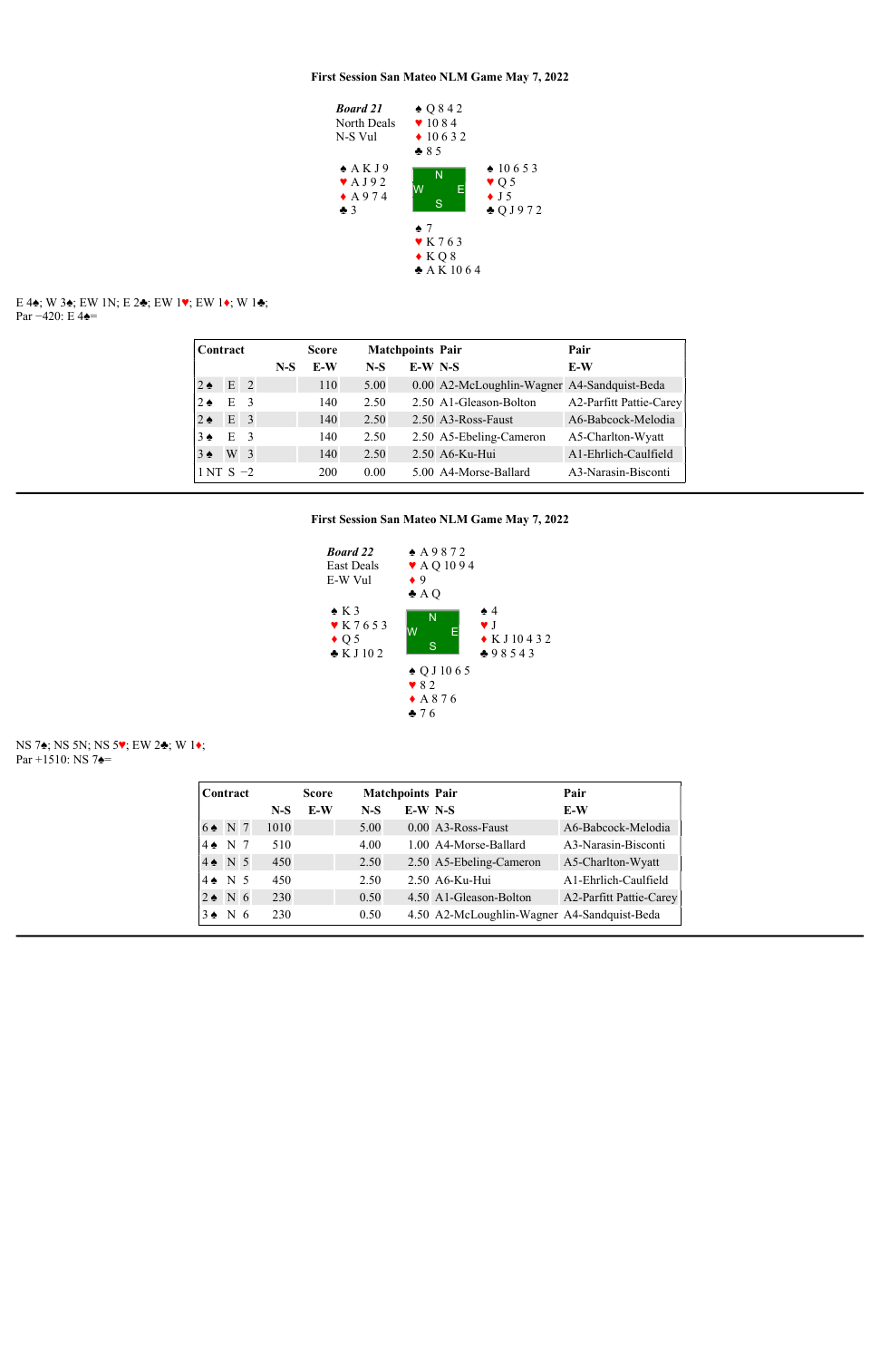### First Session San Mateo NLM Game May 7, 2022

***Board 21***
North Deals
N-S Vul

North: ♠ Q 8 4 2 ♥ 10 8 4 ♦ 10 6 3 2 ♣ 8 5

West: ♠ A K J 9 ♥ A J 9 2 ♦ A 9 7 4 ♣ 3

East: ♠ 10 6 5 3 ♥ Q 5 ♦ J 5 ♣ Q J 9 7 2

South: ♠ 7 ♥ K 7 6 3 ♦ K Q 8 ♣ A K 10 6 4

E 4♠; W 3♠; EW 1N; E 2♣; EW 1♥; EW 1♦; W 1♣;
Par −420: E 4♠=

| Contract | | | Score | | Matchpoints | | Pair | Pair |
|---|---|---|---|---|---|---|---|---|
| | | | N-S | E-W | N-S | E-W | N-S | E-W |
| 2♠ | E | 2 | | 110 | 5.00 | 0.00 | A2-McLoughlin-Wagner | A4-Sandquist-Beda |
| 2♠ | E | 3 | | 140 | 2.50 | 2.50 | A1-Gleason-Bolton | A2-Parfitt Pattie-Carey |
| 2♠ | E | 3 | | 140 | 2.50 | 2.50 | A3-Ross-Faust | A6-Babcock-Melodia |
| 3♠ | E | 3 | | 140 | 2.50 | 2.50 | A5-Ebeling-Cameron | A5-Charlton-Wyatt |
| 3♠ | W | 3 | | 140 | 2.50 | 2.50 | A6-Ku-Hui | A1-Ehrlich-Caulfield |
| 1 NT | S | −2 | | 200 | 0.00 | 5.00 | A4-Morse-Ballard | A3-Narasin-Bisconti |

### First Session San Mateo NLM Game May 7, 2022

***Board 22***
East Deals
E-W Vul

North: ♠ A 9 8 7 2 ♥ A Q 10 9 4 ♦ 9 ♣ A Q

West: ♠ K 3 ♥ K 7 6 5 3 ♦ Q 5 ♣ K J 10 2

East: ♠ 4 ♥ J ♦ K J 10 4 3 2 ♣ 9 8 5 4 3

South: ♠ Q J 10 6 5 ♥ 8 2 ♦ A 8 7 6 ♣ 7 6

NS 7♠; NS 5N; NS 5♥; EW 2♣; W 1♦;
Par +1510: NS 7♠=

| Contract | | | Score | | Matchpoints | | Pair | Pair |
|---|---|---|---|---|---|---|---|---|
| | | | N-S | E-W | N-S | E-W | N-S | E-W |
| 6♠ | N | 7 | 1010 | | 5.00 | 0.00 | A3-Ross-Faust | A6-Babcock-Melodia |
| 4♠ | N | 7 | 510 | | 4.00 | 1.00 | A4-Morse-Ballard | A3-Narasin-Bisconti |
| 4♠ | N | 5 | 450 | | 2.50 | 2.50 | A5-Ebeling-Cameron | A5-Charlton-Wyatt |
| 4♠ | N | 5 | 450 | | 2.50 | 2.50 | A6-Ku-Hui | A1-Ehrlich-Caulfield |
| 2♠ | N | 6 | 230 | | 0.50 | 4.50 | A1-Gleason-Bolton | A2-Parfitt Pattie-Carey |
| 3♠ | N | 6 | 230 | | 0.50 | 4.50 | A2-McLoughlin-Wagner | A4-Sandquist-Beda |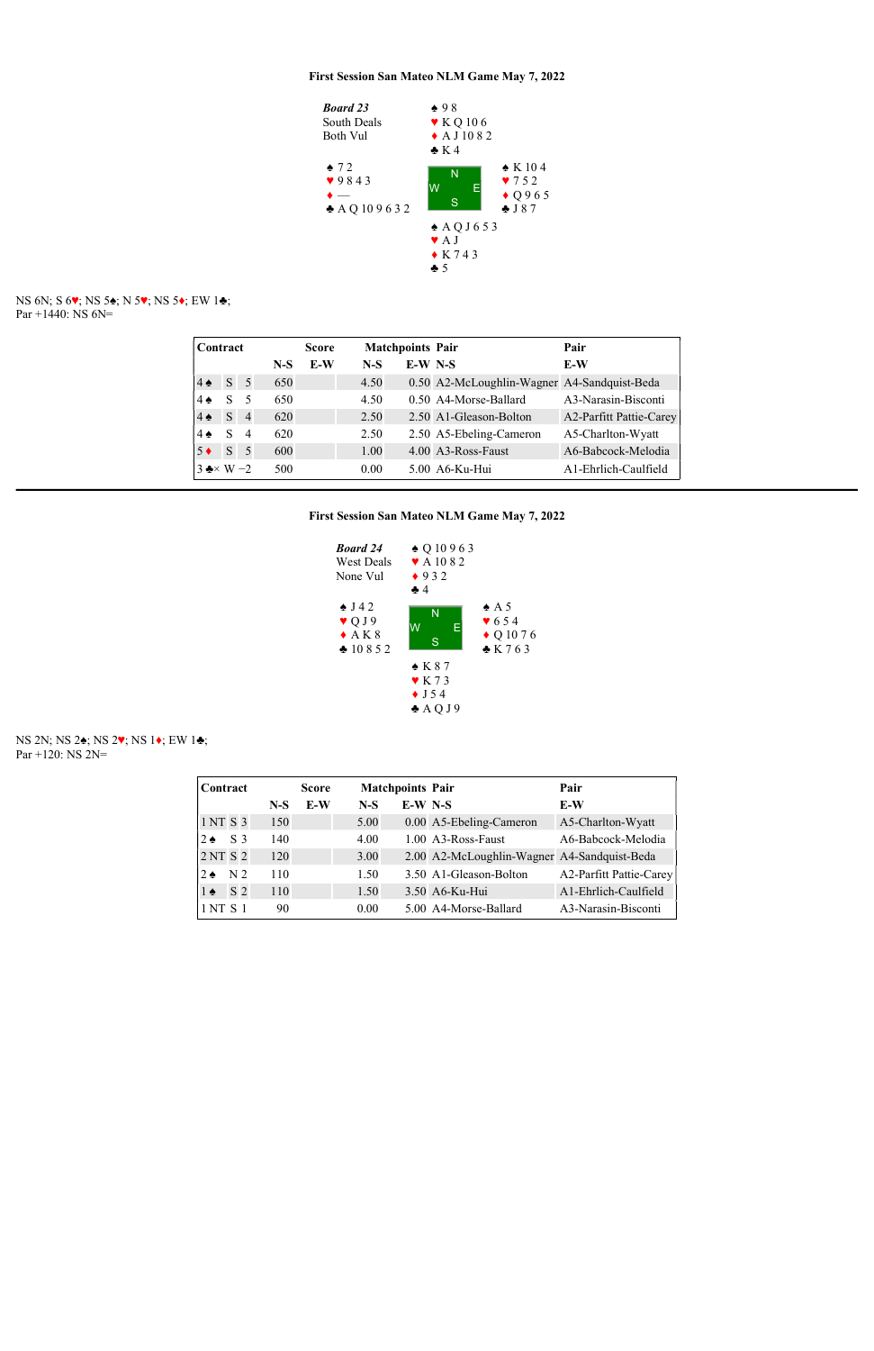### First Session San Mateo NLM Game May 7, 2022

***Board 23***
South Deals
Both Vul

North: ♠ 9 8 ♥ K Q 10 6 ♦ A J 10 8 2 ♣ K 4

West: ♠ 7 2 ♥ 9 8 4 3 ♦ — ♣ A Q 10 9 6 3 2

East: ♠ K 10 4 ♥ 7 5 2 ♦ Q 9 6 5 ♣ J 8 7

South: ♠ A Q J 6 5 3 ♥ A J ♦ K 7 4 3 ♣ 5

NS 6N; S 6♥; NS 5♠; N 5♥; NS 5♦; EW 1♣;
Par +1440: NS 6N=

| Contract | | | Score | | Matchpoints | | Pair | Pair |
|---|---|---|---|---|---|---|---|---|
| | | | N-S | E-W | N-S | E-W | N-S | E-W |
| 4♠ | S | 5 | 650 | | 4.50 | 0.50 | A2-McLoughlin-Wagner | A4-Sandquist-Beda |
| 4♠ | S | 5 | 650 | | 4.50 | 0.50 | A4-Morse-Ballard | A3-Narasin-Bisconti |
| 4♠ | S | 4 | 620 | | 2.50 | 2.50 | A1-Gleason-Bolton | A2-Parfitt Pattie-Carey |
| 4♠ | S | 4 | 620 | | 2.50 | 2.50 | A5-Ebeling-Cameron | A5-Charlton-Wyatt |
| 5♦ | S | 5 | 600 | | 1.00 | 4.00 | A3-Ross-Faust | A6-Babcock-Melodia |
| 3♣× | W | −2 | 500 | | 0.00 | 5.00 | A6-Ku-Hui | A1-Ehrlich-Caulfield |

### First Session San Mateo NLM Game May 7, 2022

***Board 24***
West Deals
None Vul

North: ♠ Q 10 9 6 3 ♥ A 10 8 2 ♦ 9 3 2 ♣ 4

West: ♠ J 4 2 ♥ Q J 9 ♦ A K 8 ♣ 10 8 5 2

East: ♠ A 5 ♥ 6 5 4 ♦ Q 10 7 6 ♣ K 7 6 3

South: ♠ K 8 7 ♥ K 7 3 ♦ J 5 4 ♣ A Q J 9

NS 2N; NS 2♠; NS 2♥; NS 1♦; EW 1♣;
Par +120: NS 2N=

| Contract | | | Score | | Matchpoints | | Pair | Pair |
|---|---|---|---|---|---|---|---|---|
| | | | N-S | E-W | N-S | E-W | N-S | E-W |
| 1 NT | S | 3 | 150 | | 5.00 | 0.00 | A5-Ebeling-Cameron | A5-Charlton-Wyatt |
| 2♠ | S | 3 | 140 | | 4.00 | 1.00 | A3-Ross-Faust | A6-Babcock-Melodia |
| 2 NT | S | 2 | 120 | | 3.00 | 2.00 | A2-McLoughlin-Wagner | A4-Sandquist-Beda |
| 2♠ | N | 2 | 110 | | 1.50 | 3.50 | A1-Gleason-Bolton | A2-Parfitt Pattie-Carey |
| 1♠ | S | 2 | 110 | | 1.50 | 3.50 | A6-Ku-Hui | A1-Ehrlich-Caulfield |
| 1 NT | S | 1 | 90 | | 0.00 | 5.00 | A4-Morse-Ballard | A3-Narasin-Bisconti |